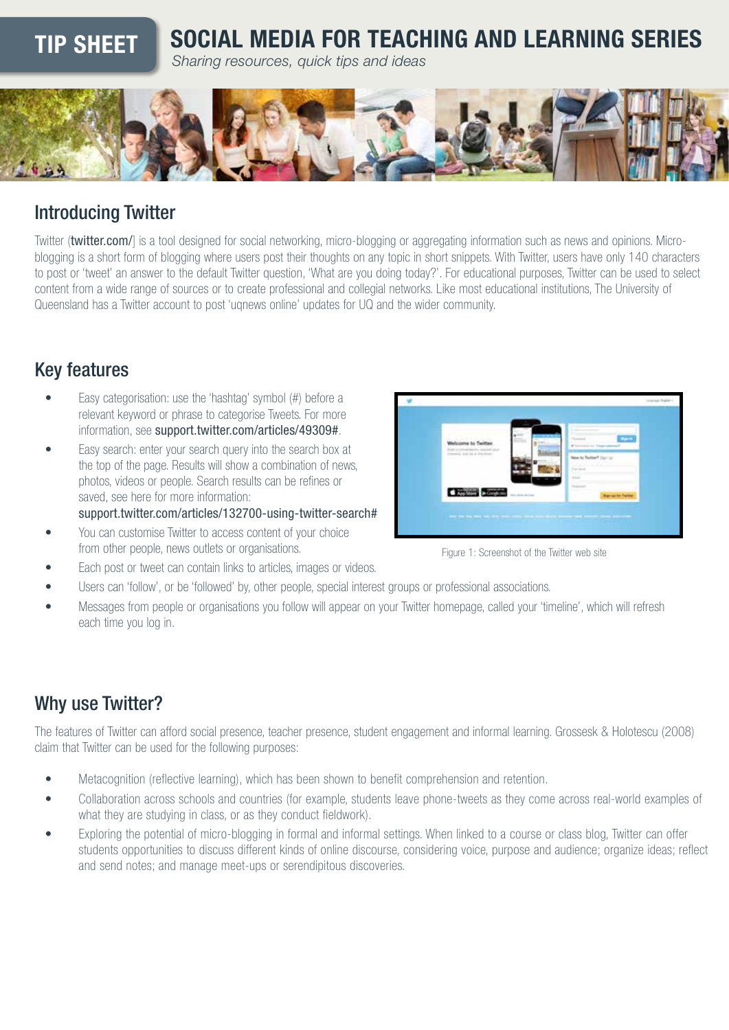# TIP SHEET

## SOCIAL MEDIA FOR TEACHING AND LEARNING SERIES

*Sharing resources, quick tips and ideas*

## Introducing Twitter

Twitter (**twitter.com/**] is a tool designed for social networking, micro-blogging or aggregating information such as news and opinions. Micro-blogging is a short form of blogging where users post their thoughts on any topic in short snippets. With Twitter, users have only 140 characters to post or 'tweet' an answer to the default Twitter question, 'What are you doing today?'. For educational purposes, Twitter can be used to select content from a wide range of sources or to create professional and collegial networks. Like most educational institutions, The University of Queensland has a Twitter account to post 'uqnews online' updates for UQ and the wider community.

## Key features

- Easy categorisation: use the 'hashtag' symbol (#) before a relevant keyword or phrase to categorise Tweets. For more information, see **support.twitter.com/articles/49309#**.
- Easy search: enter your search query into the search box at the top of the page. Results will show a combination of news, photos, videos or people. Search results can be refines or saved, see here for more information: **support.twitter.com/articles/132700-using-twitter-search#**
- You can customise Twitter to access content of your choice from other people, news outlets or organisations.
- Each post or tweet can contain links to articles, images or videos.
- Users can 'follow', or be 'followed' by, other people, special interest groups or professional associations.
- Messages from people or organisations you follow will appear on your Twitter homepage, called your 'timeline', which will refresh each time you log in.

Figure 1: Screenshot of the Twitter web site

## Why use Twitter?

The features of Twitter can afford social presence, teacher presence, student engagement and informal learning. Grossesk & Holotescu (2008) claim that Twitter can be used for the following purposes:

- Metacognition (reflective learning), which has been shown to benefit comprehension and retention.
- Collaboration across schools and countries (for example, students leave phone-tweets as they come across real-world examples of what they are studying in class, or as they conduct fieldwork).
- Exploring the potential of micro-blogging in formal and informal settings. When linked to a course or class blog, Twitter can offer students opportunities to discuss different kinds of online discourse, considering voice, purpose and audience; organize ideas; reflect and send notes; and manage meet-ups or serendipitous discoveries.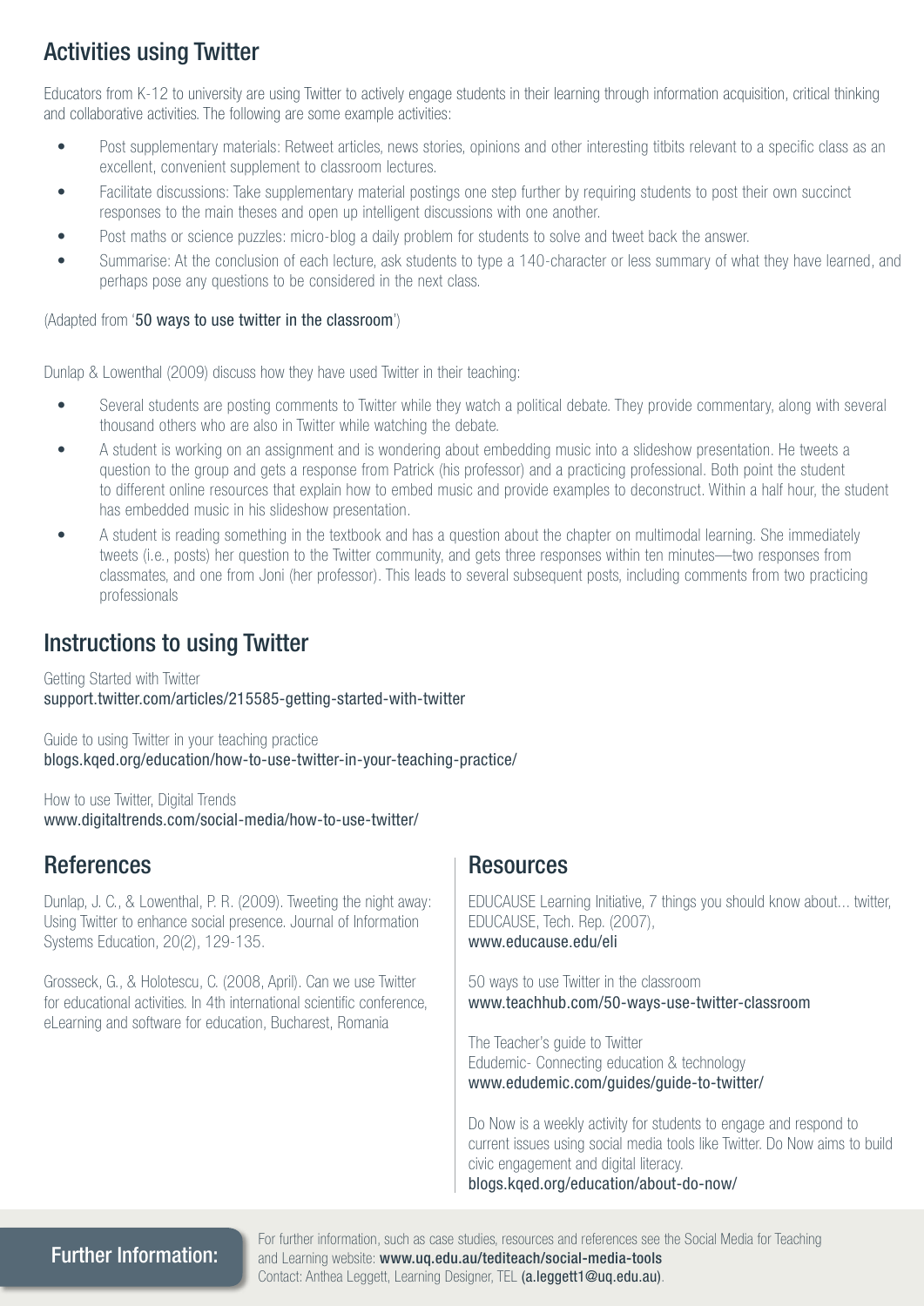## Activities using Twitter

Educators from K-12 to university are using Twitter to actively engage students in their learning through information acquisition, critical thinking and collaborative activities. The following are some example activities:

- Post supplementary materials: Retweet articles, news stories, opinions and other interesting titbits relevant to a specific class as an excellent, convenient supplement to classroom lectures.
- Facilitate discussions: Take supplementary material postings one step further by requiring students to post their own succinct responses to the main theses and open up intelligent discussions with one another.
- Post maths or science puzzles: micro-blog a daily problem for students to solve and tweet back the answer.
- Summarise: At the conclusion of each lecture, ask students to type a 140-character or less summary of what they have learned, and perhaps pose any questions to be considered in the next class.

(Adapted from '50 ways to use twitter in the classroom')

Dunlap & Lowenthal (2009) discuss how they have used Twitter in their teaching:

- Several students are posting comments to Twitter while they watch a political debate. They provide commentary, along with several thousand others who are also in Twitter while watching the debate.
- A student is working on an assignment and is wondering about embedding music into a slideshow presentation. He tweets a question to the group and gets a response from Patrick (his professor) and a practicing professional. Both point the student to different online resources that explain how to embed music and provide examples to deconstruct. Within a half hour, the student has embedded music in his slideshow presentation.
- A student is reading something in the textbook and has a question about the chapter on multimodal learning. She immediately tweets (i.e., posts) her question to the Twitter community, and gets three responses within ten minutes—two responses from classmates, and one from Joni (her professor). This leads to several subsequent posts, including comments from two practicing professionals

## Instructions to using Twitter

Getting Started with Twitter
support.twitter.com/articles/215585-getting-started-with-twitter

Guide to using Twitter in your teaching practice
blogs.kqed.org/education/how-to-use-twitter-in-your-teaching-practice/

How to use Twitter, Digital Trends
www.digitaltrends.com/social-media/how-to-use-twitter/

## References

Dunlap, J. C., & Lowenthal, P. R. (2009). Tweeting the night away: Using Twitter to enhance social presence. Journal of Information Systems Education, 20(2), 129-135.

Grosseck, G., & Holotescu, C. (2008, April). Can we use Twitter for educational activities. In 4th international scientific conference, eLearning and software for education, Bucharest, Romania

## Resources

EDUCAUSE Learning Initiative, 7 things you should know about... twitter, EDUCAUSE, Tech. Rep. (2007),
www.educause.edu/eli

50 ways to use Twitter in the classroom
www.teachhub.com/50-ways-use-twitter-classroom

The Teacher's guide to Twitter
Edudemic- Connecting education & technology
www.edudemic.com/guides/guide-to-twitter/

Do Now is a weekly activity for students to engage and respond to current issues using social media tools like Twitter. Do Now aims to build civic engagement and digital literacy.
blogs.kqed.org/education/about-do-now/

**Further Information:**

For further information, such as case studies, resources and references see the Social Media for Teaching and Learning website: **www.uq.edu.au/tediteach/social-media-tools**
Contact: Anthea Leggett, Learning Designer, TEL (a.leggett1@uq.edu.au).